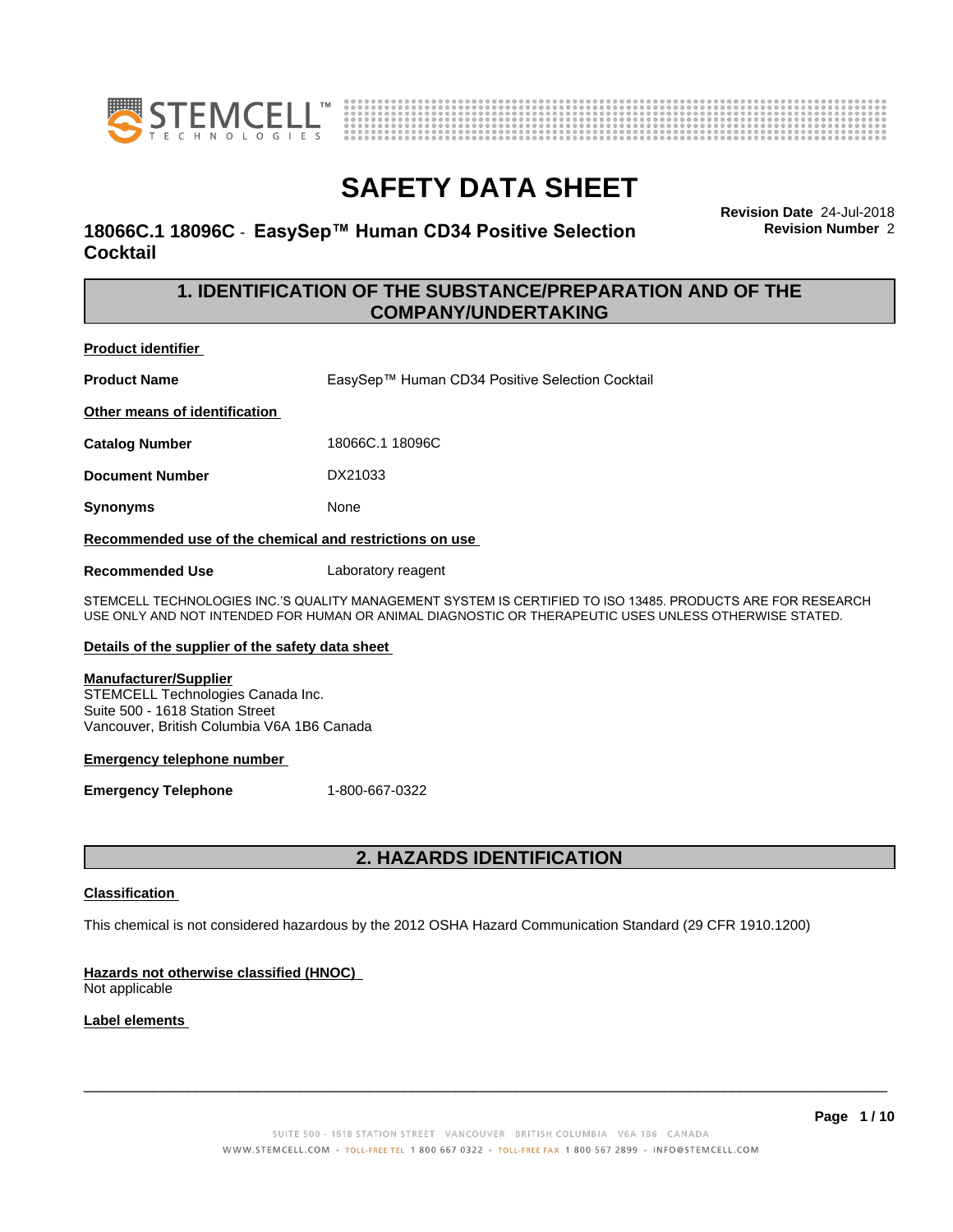# SAFETY DATA SHEET

**18066C.1 18096C - EasySep™ Human CD34 Positive Selection Cocktail**

**Revision Date** 24-Jul-2018
**Revision Number** 2

## 1. IDENTIFICATION OF THE SUBSTANCE/PREPARATION AND OF THE COMPANY/UNDERTAKING

**Product identifier**

**Product Name** EasySep™ Human CD34 Positive Selection Cocktail

**Other means of identification**

**Catalog Number** 18066C.1 18096C

**Document Number** DX21033

**Synonyms** None

**Recommended use of the chemical and restrictions on use**

**Recommended Use** Laboratory reagent

STEMCELL TECHNOLOGIES INC.'S QUALITY MANAGEMENT SYSTEM IS CERTIFIED TO ISO 13485. PRODUCTS ARE FOR RESEARCH USE ONLY AND NOT INTENDED FOR HUMAN OR ANIMAL DIAGNOSTIC OR THERAPEUTIC USES UNLESS OTHERWISE STATED.

**Details of the supplier of the safety data sheet**

**Manufacturer/Supplier**
STEMCELL Technologies Canada Inc.
Suite 500 - 1618 Station Street
Vancouver, British Columbia V6A 1B6 Canada

**Emergency telephone number**

**Emergency Telephone** 1-800-667-0322

## 2. HAZARDS IDENTIFICATION

**Classification**

This chemical is not considered hazardous by the 2012 OSHA Hazard Communication Standard (29 CFR 1910.1200)

**Hazards not otherwise classified (HNOC)**
Not applicable

**Label elements**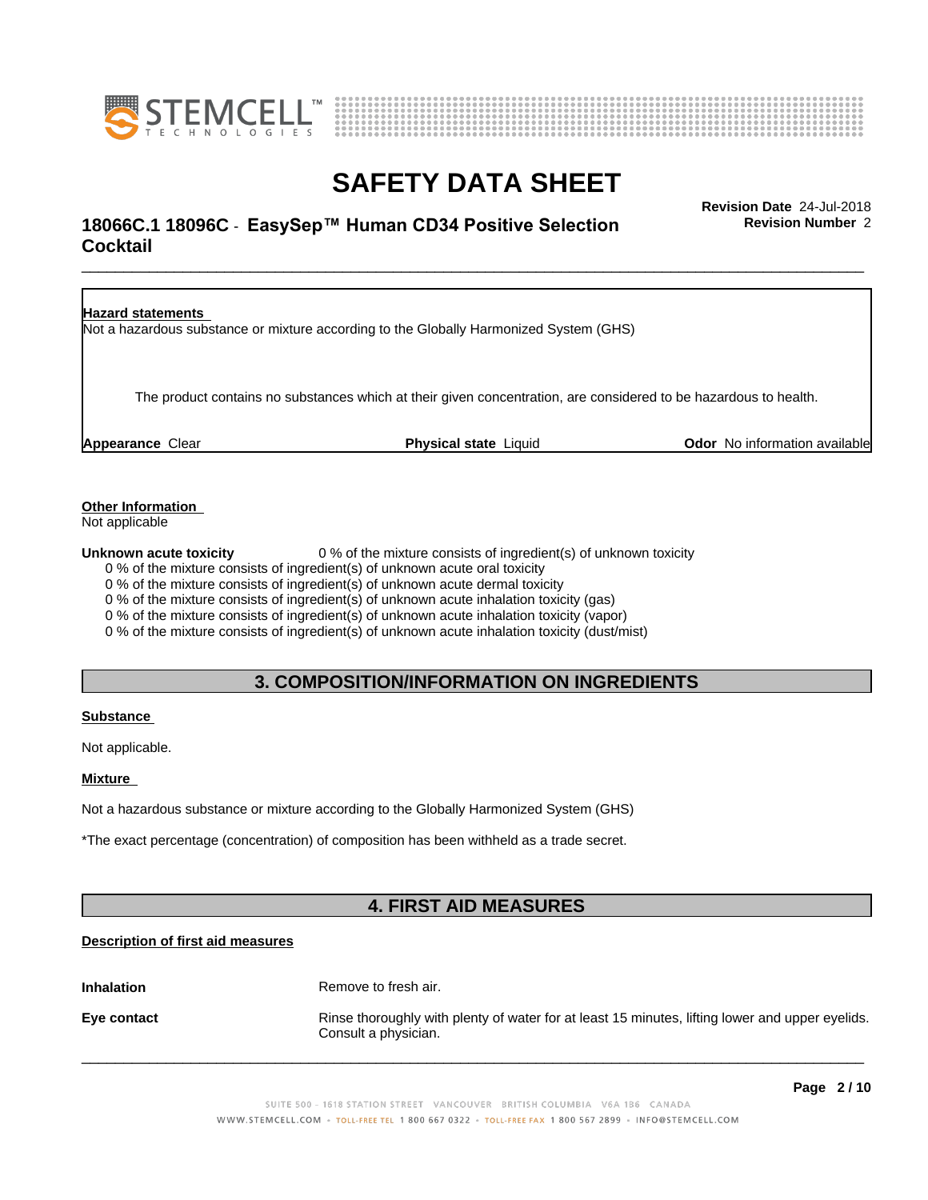**Hazard statements**

Not a hazardous substance or mixture according to the Globally Harmonized System (GHS)

The product contains no substances which at their given concentration, are considered to be hazardous to health.

**Appearance** Clear **Physical state** Liquid **Odor** No information available

**Other Information**

Not applicable

**Unknown acute toxicity** 0 % of the mixture consists of ingredient(s) of unknown toxicity

0 % of the mixture consists of ingredient(s) of unknown acute oral toxicity
0 % of the mixture consists of ingredient(s) of unknown acute dermal toxicity
0 % of the mixture consists of ingredient(s) of unknown acute inhalation toxicity (gas)
0 % of the mixture consists of ingredient(s) of unknown acute inhalation toxicity (vapor)
0 % of the mixture consists of ingredient(s) of unknown acute inhalation toxicity (dust/mist)

## 3. COMPOSITION/INFORMATION ON INGREDIENTS

**Substance**

Not applicable.

**Mixture**

Not a hazardous substance or mixture according to the Globally Harmonized System (GHS)

*The exact percentage (concentration) of composition has been withheld as a trade secret.

## 4. FIRST AID MEASURES

**Description of first aid measures**

**Inhalation** Remove to fresh air.

**Eye contact** Rinse thoroughly with plenty of water for at least 15 minutes, lifting lower and upper eyelids. Consult a physician.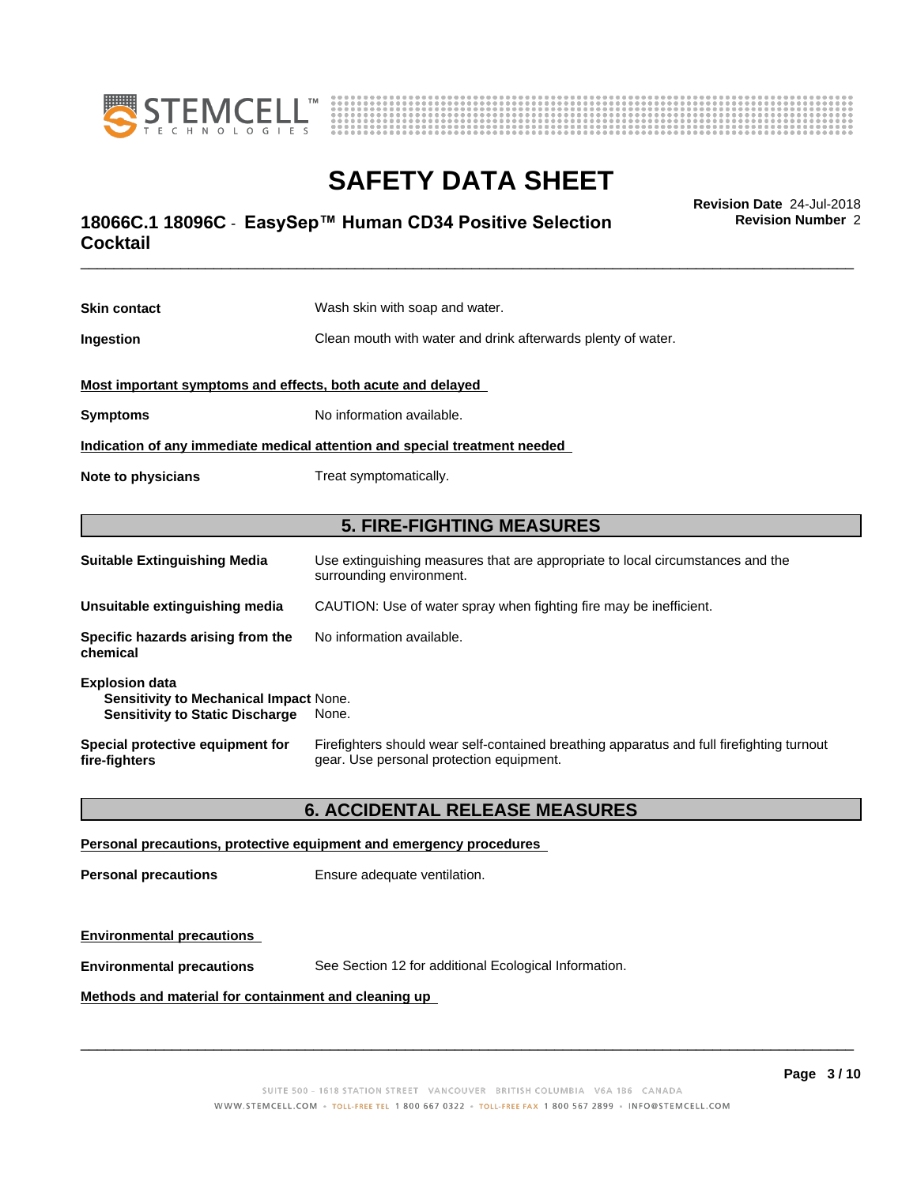**Skin contact** Wash skin with soap and water.

**Ingestion** Clean mouth with water and drink afterwards plenty of water.

**Most important symptoms and effects, both acute and delayed**

**Symptoms** No information available.

**Indication of any immediate medical attention and special treatment needed**

**Note to physicians** Treat symptomatically.

## 5. FIRE-FIGHTING MEASURES

**Suitable Extinguishing Media** Use extinguishing measures that are appropriate to local circumstances and the surrounding environment.

**Unsuitable extinguishing media** CAUTION: Use of water spray when fighting fire may be inefficient.

**Specific hazards arising from the chemical** No information available.

**Explosion data**
**Sensitivity to Mechanical Impact** None.
**Sensitivity to Static Discharge** None.

**Special protective equipment for fire-fighters** Firefighters should wear self-contained breathing apparatus and full firefighting turnout gear. Use personal protection equipment.

## 6. ACCIDENTAL RELEASE MEASURES

**Personal precautions, protective equipment and emergency procedures**

**Personal precautions** Ensure adequate ventilation.

**Environmental precautions**

**Environmental precautions** See Section 12 for additional Ecological Information.

**Methods and material for containment and cleaning up**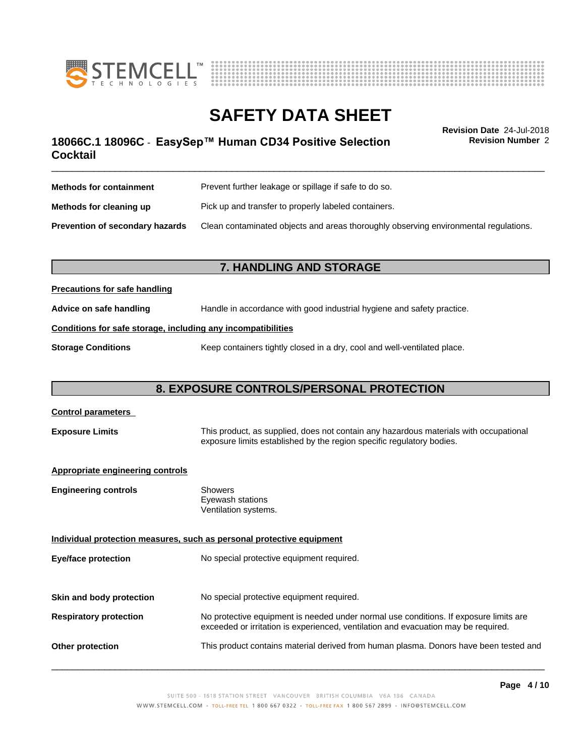| | |
|---|---|
| **Methods for containment** | Prevent further leakage or spillage if safe to do so. |
| **Methods for cleaning up** | Pick up and transfer to properly labeled containers. |
| **Prevention of secondary hazards** | Clean contaminated objects and areas thoroughly observing environmental regulations. |

## 7. HANDLING AND STORAGE

**Precautions for safe handling**

| | |
|---|---|
| **Advice on safe handling** | Handle in accordance with good industrial hygiene and safety practice. |

**Conditions for safe storage, including any incompatibilities**

| | |
|---|---|
| **Storage Conditions** | Keep containers tightly closed in a dry, cool and well-ventilated place. |

## 8. EXPOSURE CONTROLS/PERSONAL PROTECTION

**Control parameters**

| | |
|---|---|
| **Exposure Limits** | This product, as supplied, does not contain any hazardous materials with occupational exposure limits established by the region specific regulatory bodies. |

**Appropriate engineering controls**

| | |
|---|---|
| **Engineering controls** | Showers<br>Eyewash stations<br>Ventilation systems. |

**Individual protection measures, such as personal protective equipment**

| | |
|---|---|
| **Eye/face protection** | No special protective equipment required. |
| **Skin and body protection** | No special protective equipment required. |
| **Respiratory protection** | No protective equipment is needed under normal use conditions. If exposure limits are exceeded or irritation is experienced, ventilation and evacuation may be required. |
| **Other protection** | This product contains material derived from human plasma. Donors have been tested and |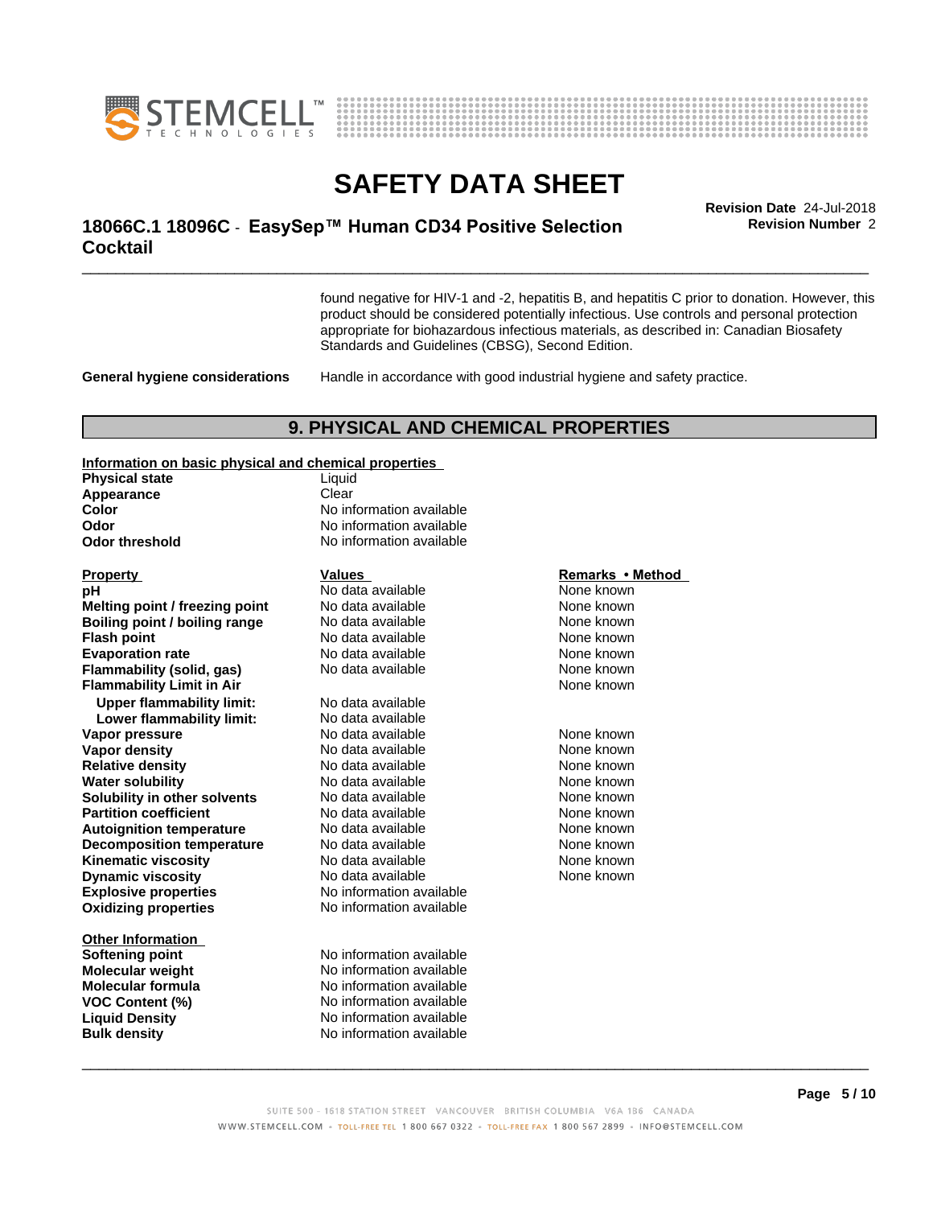found negative for HIV-1 and -2, hepatitis B, and hepatitis C prior to donation. However, this product should be considered potentially infectious. Use controls and personal protection appropriate for biohazardous infectious materials, as described in: Canadian Biosafety Standards and Guidelines (CBSG), Second Edition.

**General hygiene considerations** Handle in accordance with good industrial hygiene and safety practice.

## 9. PHYSICAL AND CHEMICAL PROPERTIES

**Information on basic physical and chemical properties**

| | |
|---|---|
| **Physical state** | Liquid |
| **Appearance** | Clear |
| **Color** | No information available |
| **Odor** | No information available |
| **Odor threshold** | No information available |

| Property | Values | Remarks • Method |
|---|---|---|
| **pH** | No data available | None known |
| **Melting point / freezing point** | No data available | None known |
| **Boiling point / boiling range** | No data available | None known |
| **Flash point** | No data available | None known |
| **Evaporation rate** | No data available | None known |
| **Flammability (solid, gas)** | No data available | None known |
| **Flammability Limit in Air** | | None known |
| **Upper flammability limit:** | No data available | |
| **Lower flammability limit:** | No data available | |
| **Vapor pressure** | No data available | None known |
| **Vapor density** | No data available | None known |
| **Relative density** | No data available | None known |
| **Water solubility** | No data available | None known |
| **Solubility in other solvents** | No data available | None known |
| **Partition coefficient** | No data available | None known |
| **Autoignition temperature** | No data available | None known |
| **Decomposition temperature** | No data available | None known |
| **Kinematic viscosity** | No data available | None known |
| **Dynamic viscosity** | No data available | None known |
| **Explosive properties** | No information available | |
| **Oxidizing properties** | No information available | |

**Other Information**

| | |
|---|---|
| **Softening point** | No information available |
| **Molecular weight** | No information available |
| **Molecular formula** | No information available |
| **VOC Content (%)** | No information available |
| **Liquid Density** | No information available |
| **Bulk density** | No information available |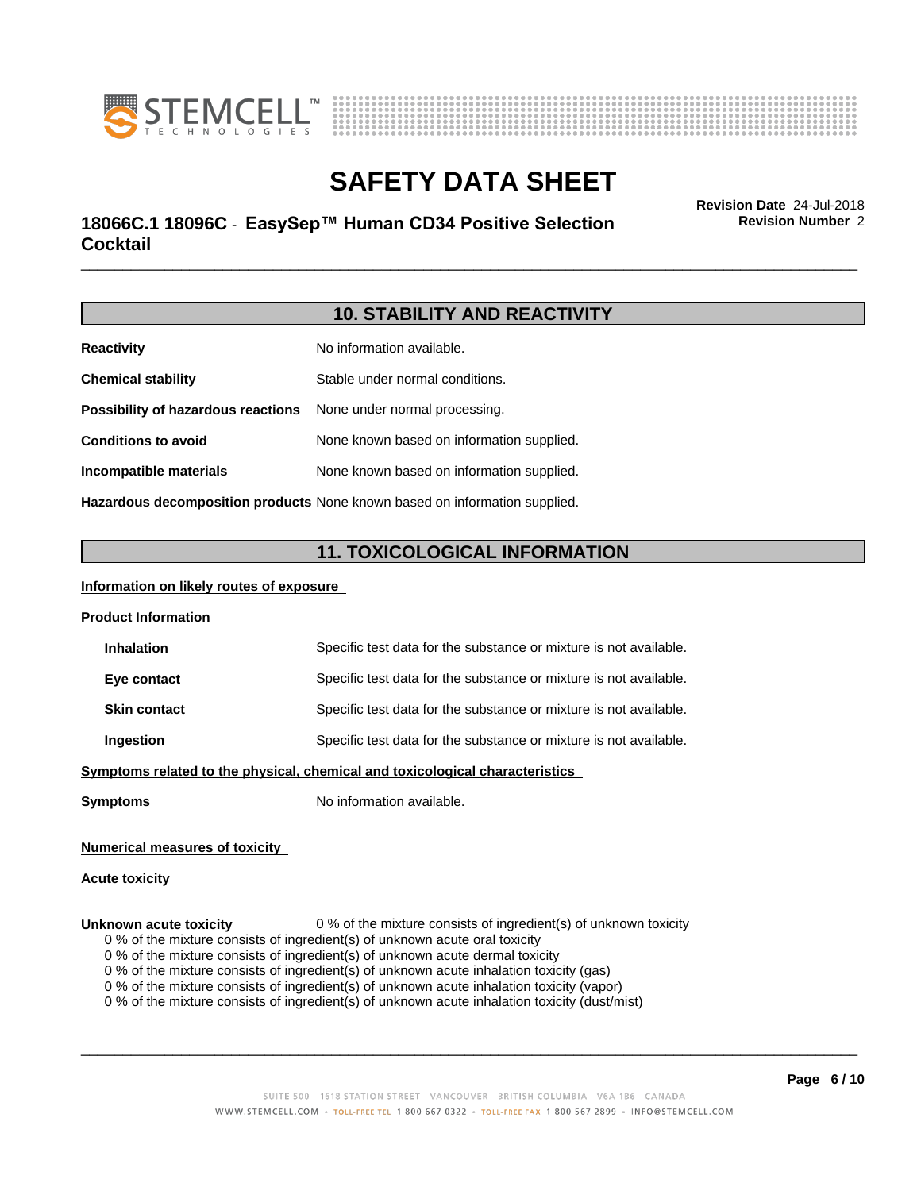## 10. STABILITY AND REACTIVITY

| | |
|---|---|
| **Reactivity** | No information available. |
| **Chemical stability** | Stable under normal conditions. |
| **Possibility of hazardous reactions** | None under normal processing. |
| **Conditions to avoid** | None known based on information supplied. |
| **Incompatible materials** | None known based on information supplied. |
| **Hazardous decomposition products** | None known based on information supplied. |

## 11. TOXICOLOGICAL INFORMATION

**Information on likely routes of exposure**

**Product Information**

| | |
|---|---|
| **Inhalation** | Specific test data for the substance or mixture is not available. |
| **Eye contact** | Specific test data for the substance or mixture is not available. |
| **Skin contact** | Specific test data for the substance or mixture is not available. |
| **Ingestion** | Specific test data for the substance or mixture is not available. |

**Symptoms related to the physical, chemical and toxicological characteristics**

**Symptoms** No information available.

**Numerical measures of toxicity**

**Acute toxicity**

**Unknown acute toxicity** 0 % of the mixture consists of ingredient(s) of unknown toxicity

0 % of the mixture consists of ingredient(s) of unknown acute oral toxicity
0 % of the mixture consists of ingredient(s) of unknown acute dermal toxicity
0 % of the mixture consists of ingredient(s) of unknown acute inhalation toxicity (gas)
0 % of the mixture consists of ingredient(s) of unknown acute inhalation toxicity (vapor)
0 % of the mixture consists of ingredient(s) of unknown acute inhalation toxicity (dust/mist)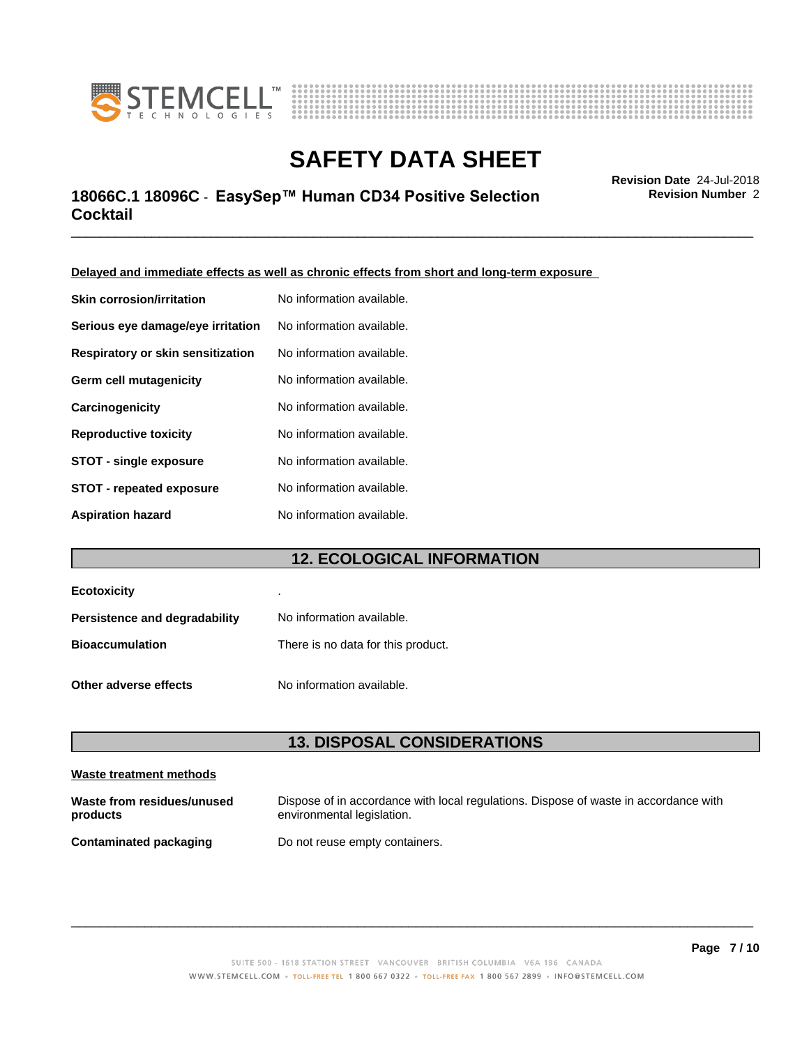**Delayed and immediate effects as well as chronic effects from short and long-term exposure**

| | |
|---|---|
| **Skin corrosion/irritation** | No information available. |
| **Serious eye damage/eye irritation** | No information available. |
| **Respiratory or skin sensitization** | No information available. |
| **Germ cell mutagenicity** | No information available. |
| **Carcinogenicity** | No information available. |
| **Reproductive toxicity** | No information available. |
| **STOT - single exposure** | No information available. |
| **STOT - repeated exposure** | No information available. |
| **Aspiration hazard** | No information available. |

## 12. ECOLOGICAL INFORMATION

| | |
|---|---|
| **Ecotoxicity** | . |
| **Persistence and degradability** | No information available. |
| **Bioaccumulation** | There is no data for this product. |
| **Other adverse effects** | No information available. |

## 13. DISPOSAL CONSIDERATIONS

**Waste treatment methods**

| | |
|---|---|
| **Waste from residues/unused products** | Dispose of in accordance with local regulations. Dispose of waste in accordance with environmental legislation. |
| **Contaminated packaging** | Do not reuse empty containers. |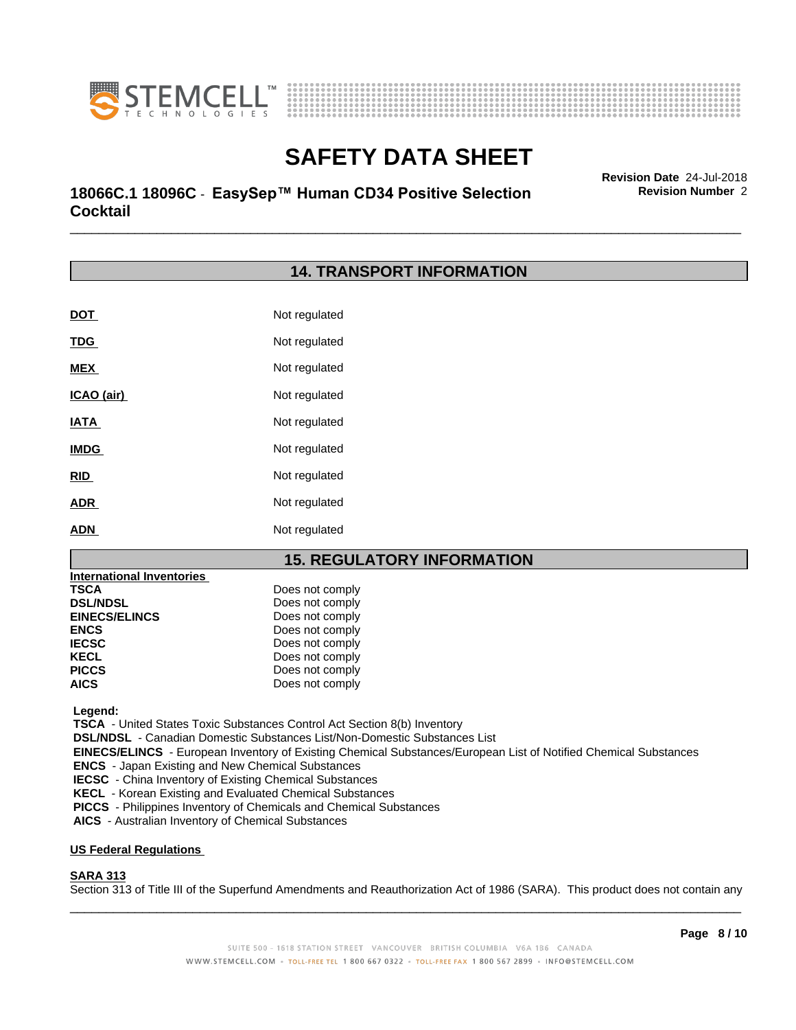## 14. TRANSPORT INFORMATION

| | |
|---|---|
| **DOT** | Not regulated |
| **TDG** | Not regulated |
| **MEX** | Not regulated |
| **ICAO (air)** | Not regulated |
| **IATA** | Not regulated |
| **IMDG** | Not regulated |
| **RID** | Not regulated |
| **ADR** | Not regulated |
| **ADN** | Not regulated |

## 15. REGULATORY INFORMATION

**International Inventories**

| | |
|---|---|
| **TSCA** | Does not comply |
| **DSL/NDSL** | Does not comply |
| **EINECS/ELINCS** | Does not comply |
| **ENCS** | Does not comply |
| **IECSC** | Does not comply |
| **KECL** | Does not comply |
| **PICCS** | Does not comply |
| **AICS** | Does not comply |

**Legend:**
**TSCA** - United States Toxic Substances Control Act Section 8(b) Inventory
**DSL/NDSL** - Canadian Domestic Substances List/Non-Domestic Substances List
**EINECS/ELINCS** - European Inventory of Existing Chemical Substances/European List of Notified Chemical Substances
**ENCS** - Japan Existing and New Chemical Substances
**IECSC** - China Inventory of Existing Chemical Substances
**KECL** - Korean Existing and Evaluated Chemical Substances
**PICCS** - Philippines Inventory of Chemicals and Chemical Substances
**AICS** - Australian Inventory of Chemical Substances

**US Federal Regulations**

**SARA 313**
Section 313 of Title III of the Superfund Amendments and Reauthorization Act of 1986 (SARA). This product does not contain any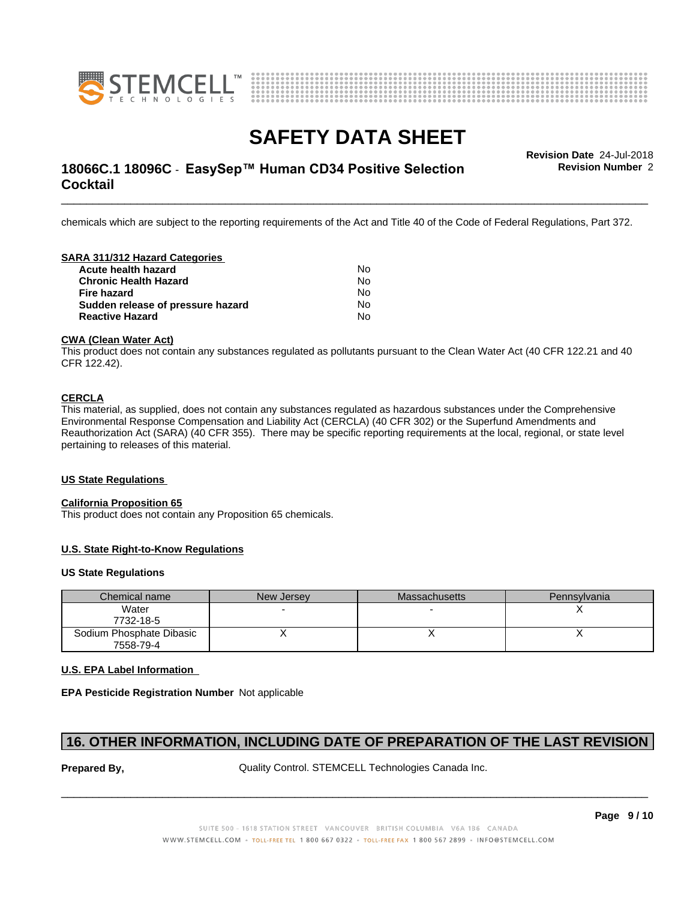chemicals which are subject to the reporting requirements of the Act and Title 40 of the Code of Federal Regulations, Part 372.

**SARA 311/312 Hazard Categories**

| | |
|---|---|
| **Acute health hazard** | No |
| **Chronic Health Hazard** | No |
| **Fire hazard** | No |
| **Sudden release of pressure hazard** | No |
| **Reactive Hazard** | No |

**CWA (Clean Water Act)**

This product does not contain any substances regulated as pollutants pursuant to the Clean Water Act (40 CFR 122.21 and 40 CFR 122.42).

**CERCLA**

This material, as supplied, does not contain any substances regulated as hazardous substances under the Comprehensive Environmental Response Compensation and Liability Act (CERCLA) (40 CFR 302) or the Superfund Amendments and Reauthorization Act (SARA) (40 CFR 355). There may be specific reporting requirements at the local, regional, or state level pertaining to releases of this material.

**US State Regulations**

**California Proposition 65**

This product does not contain any Proposition 65 chemicals.

**U.S. State Right-to-Know Regulations**

**US State Regulations**

| Chemical name | New Jersey | Massachusetts | Pennsylvania |
|---|---|---|---|
| Water<br>7732-18-5 | - | - | X |
| Sodium Phosphate Dibasic<br>7558-79-4 | X | X | X |

**U.S. EPA Label Information**

**EPA Pesticide Registration Number** Not applicable

## 16. OTHER INFORMATION, INCLUDING DATE OF PREPARATION OF THE LAST REVISION

**Prepared By,** Quality Control. STEMCELL Technologies Canada Inc.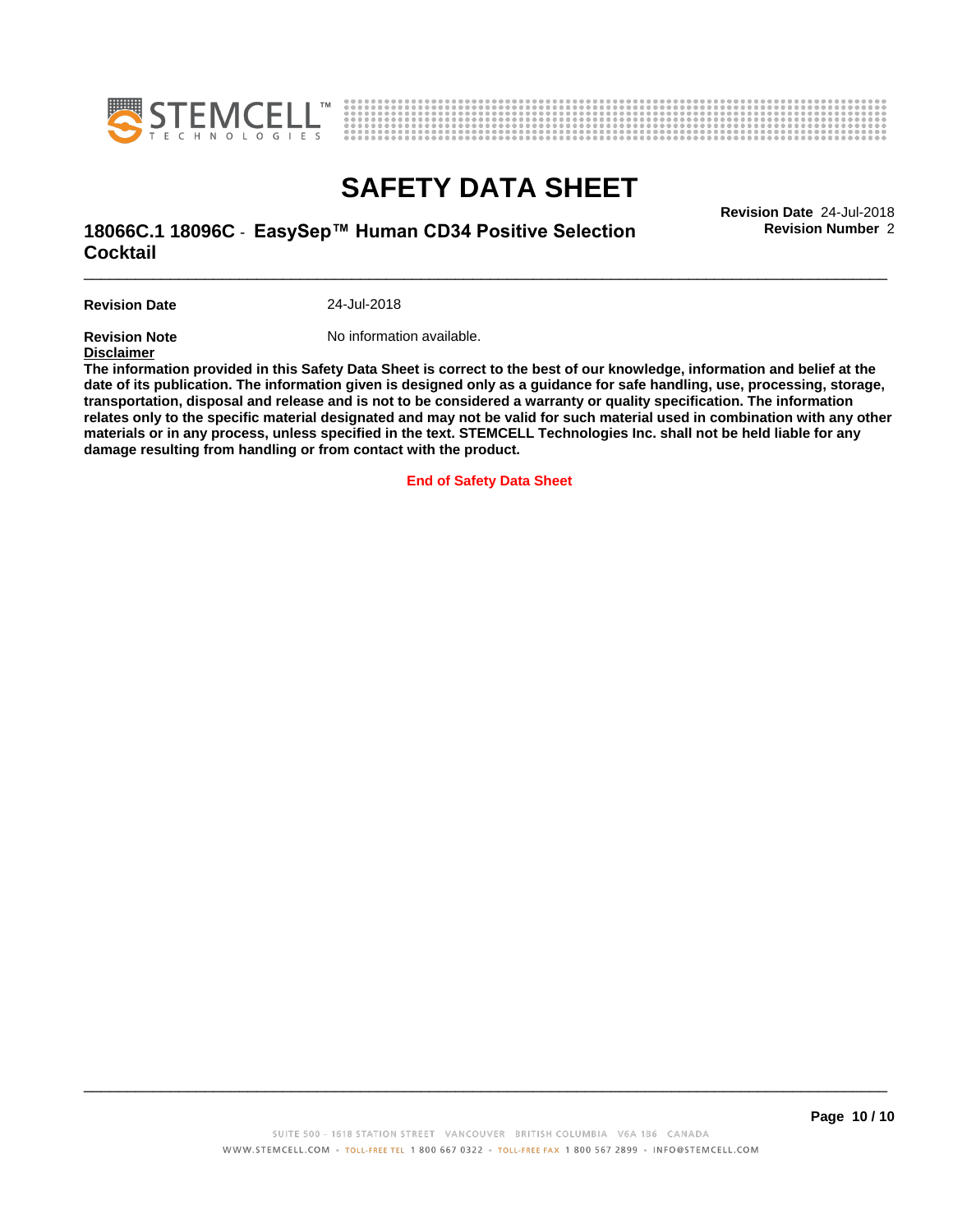| | |
|---|---|
| **Revision Date** | 24-Jul-2018 |
| **Revision Note** | No information available. |

**Disclaimer**

**The information provided in this Safety Data Sheet is correct to the best of our knowledge, information and belief at the date of its publication. The information given is designed only as a guidance for safe handling, use, processing, storage, transportation, disposal and release and is not to be considered a warranty or quality specification. The information relates only to the specific material designated and may not be valid for such material used in combination with any other materials or in any process, unless specified in the text. STEMCELL Technologies Inc. shall not be held liable for any damage resulting from handling or from contact with the product.**

**End of Safety Data Sheet**